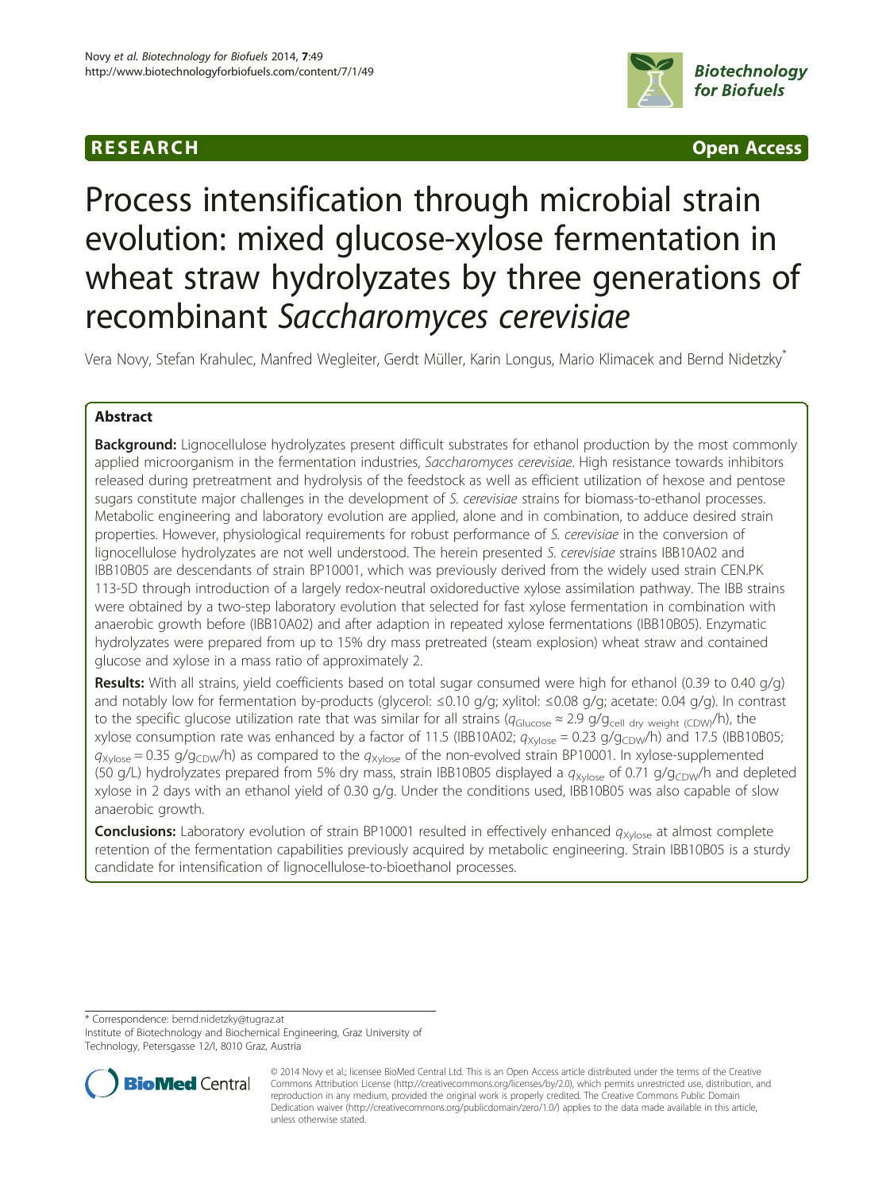RESEARCH Open Access

# Process intensification through microbial strain evolution: mixed glucose-xylose fermentation in wheat straw hydrolyzates by three generations of recombinant *Saccharomyces cerevisiae*

Vera Novy, Stefan Krahulec, Manfred Wegleiter, Gerdt Müller, Karin Longus, Mario Klimacek and Bernd Nidetzky[*]

## Abstract

**Background:** Lignocellulose hydrolyzates present difficult substrates for ethanol production by the most commonly applied microorganism in the fermentation industries, *Saccharomyces cerevisiae*. High resistance towards inhibitors released during pretreatment and hydrolysis of the feedstock as well as efficient utilization of hexose and pentose sugars constitute major challenges in the development of *S. cerevisiae* strains for biomass-to-ethanol processes. Metabolic engineering and laboratory evolution are applied, alone and in combination, to adduce desired strain properties. However, physiological requirements for robust performance of *S. cerevisiae* in the conversion of lignocellulose hydrolyzates are not well understood. The herein presented *S. cerevisiae* strains IBB10A02 and IBB10B05 are descendants of strain BP10001, which was previously derived from the widely used strain CEN.PK 113-5D through introduction of a largely redox-neutral oxidoreductive xylose assimilation pathway. The IBB strains were obtained by a two-step laboratory evolution that selected for fast xylose fermentation in combination with anaerobic growth before (IBB10A02) and after adaption in repeated xylose fermentations (IBB10B05). Enzymatic hydrolyzates were prepared from up to 15% dry mass pretreated (steam explosion) wheat straw and contained glucose and xylose in a mass ratio of approximately 2.

**Results:** With all strains, yield coefficients based on total sugar consumed were high for ethanol (0.39 to 0.40 g/g) and notably low for fermentation by-products (glycerol: ≤0.10 g/g; xylitol: ≤0.08 g/g; acetate: 0.04 g/g). In contrast to the specific glucose utilization rate that was similar for all strains ($q_{Glucose}$ ≈ 2.9 g/$g_{cell\ dry\ weight\ (CDW)}$/h), the xylose consumption rate was enhanced by a factor of 11.5 (IBB10A02; $q_{Xylose}$ = 0.23 g/$g_{CDW}$/h) and 17.5 (IBB10B05; $q_{Xylose}$ = 0.35 g/$g_{CDW}$/h) as compared to the $q_{Xylose}$ of the non-evolved strain BP10001. In xylose-supplemented (50 g/L) hydrolyzates prepared from 5% dry mass, strain IBB10B05 displayed a $q_{Xylose}$ of 0.71 g/$g_{CDW}$/h and depleted xylose in 2 days with an ethanol yield of 0.30 g/g. Under the conditions used, IBB10B05 was also capable of slow anaerobic growth.

**Conclusions:** Laboratory evolution of strain BP10001 resulted in effectively enhanced $q_{Xylose}$ at almost complete retention of the fermentation capabilities previously acquired by metabolic engineering. Strain IBB10B05 is a sturdy candidate for intensification of lignocellulose-to-bioethanol processes.

[*] Correspondence: bernd.nidetzky@tugraz.at
Institute of Biotechnology and Biochemical Engineering, Graz University of Technology, Petersgasse 12/I, 8010 Graz, Austria

© 2014 Novy et al.; licensee BioMed Central Ltd. This is an Open Access article distributed under the terms of the Creative Commons Attribution License (http://creativecommons.org/licenses/by/2.0), which permits unrestricted use, distribution, and reproduction in any medium, provided the original work is properly credited. The Creative Commons Public Domain Dedication waiver (http://creativecommons.org/publicdomain/zero/1.0/) applies to the data made available in this article, unless otherwise stated.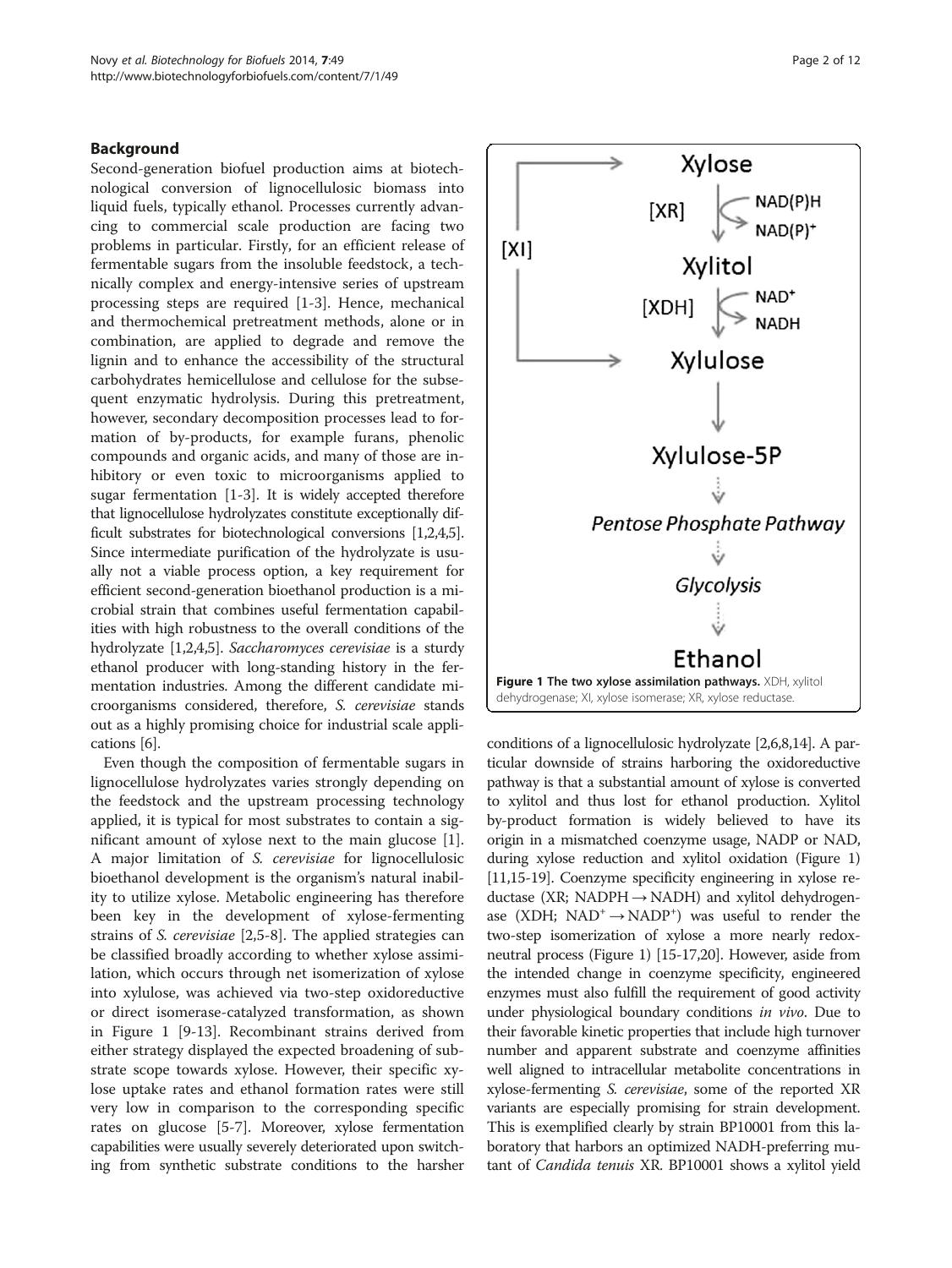## Background

Second-generation biofuel production aims at biotechnological conversion of lignocellulosic biomass into liquid fuels, typically ethanol. Processes currently advancing to commercial scale production are facing two problems in particular. Firstly, for an efficient release of fermentable sugars from the insoluble feedstock, a technically complex and energy-intensive series of upstream processing steps are required [1-3]. Hence, mechanical and thermochemical pretreatment methods, alone or in combination, are applied to degrade and remove the lignin and to enhance the accessibility of the structural carbohydrates hemicellulose and cellulose for the subsequent enzymatic hydrolysis. During this pretreatment, however, secondary decomposition processes lead to formation of by-products, for example furans, phenolic compounds and organic acids, and many of those are inhibitory or even toxic to microorganisms applied to sugar fermentation [1-3]. It is widely accepted therefore that lignocellulose hydrolyzates constitute exceptionally difficult substrates for biotechnological conversions [1,2,4,5]. Since intermediate purification of the hydrolyzate is usually not a viable process option, a key requirement for efficient second-generation bioethanol production is a microbial strain that combines useful fermentation capabilities with high robustness to the overall conditions of the hydrolyzate [1,2,4,5]. *Saccharomyces cerevisiae* is a sturdy ethanol producer with long-standing history in the fermentation industries. Among the different candidate microorganisms considered, therefore, *S. cerevisiae* stands out as a highly promising choice for industrial scale applications [6].

Even though the composition of fermentable sugars in lignocellulose hydrolyzates varies strongly depending on the feedstock and the upstream processing technology applied, it is typical for most substrates to contain a significant amount of xylose next to the main glucose [1]. A major limitation of *S. cerevisiae* for lignocellulosic bioethanol development is the organism's natural inability to utilize xylose. Metabolic engineering has therefore been key in the development of xylose-fermenting strains of *S. cerevisiae* [2,5-8]. The applied strategies can be classified broadly according to whether xylose assimilation, which occurs through net isomerization of xylose into xylulose, was achieved via two-step oxidoreductive or direct isomerase-catalyzed transformation, as shown in Figure 1 [9-13]. Recombinant strains derived from either strategy displayed the expected broadening of substrate scope towards xylose. However, their specific xylose uptake rates and ethanol formation rates were still very low in comparison to the corresponding specific rates on glucose [5-7]. Moreover, xylose fermentation capabilities were usually severely deteriorated upon switching from synthetic substrate conditions to the harsher conditions of a lignocellulosic hydrolyzate [2,6,8,14]. A particular downside of strains harboring the oxidoreductive pathway is that a substantial amount of xylose is converted to xylitol and thus lost for ethanol production. Xylitol by-product formation is widely believed to have its origin in a mismatched coenzyme usage, NADP or NAD, during xylose reduction and xylitol oxidation (Figure 1) [11,15-19]. Coenzyme specificity engineering in xylose reductase (XR; NADPH → NADH) and xylitol dehydrogenase (XDH; $NAD^+ \rightarrow NADP^+$) was useful to render the two-step isomerization of xylose a more nearly redox-neutral process (Figure 1) [15-17,20]. However, aside from the intended change in coenzyme specificity, engineered enzymes must also fulfill the requirement of good activity under physiological boundary conditions *in vivo*. Due to their favorable kinetic properties that include high turnover number and apparent substrate and coenzyme affinities well aligned to intracellular metabolite concentrations in xylose-fermenting *S. cerevisiae*, some of the reported XR variants are especially promising for strain development. This is exemplified clearly by strain BP10001 from this laboratory that harbors an optimized NADH-preferring mutant of *Candida tenuis* XR. BP10001 shows a xylitol yield

**Figure 1 The two xylose assimilation pathways.** XDH, xylitol dehydrogenase; XI, xylose isomerase; XR, xylose reductase.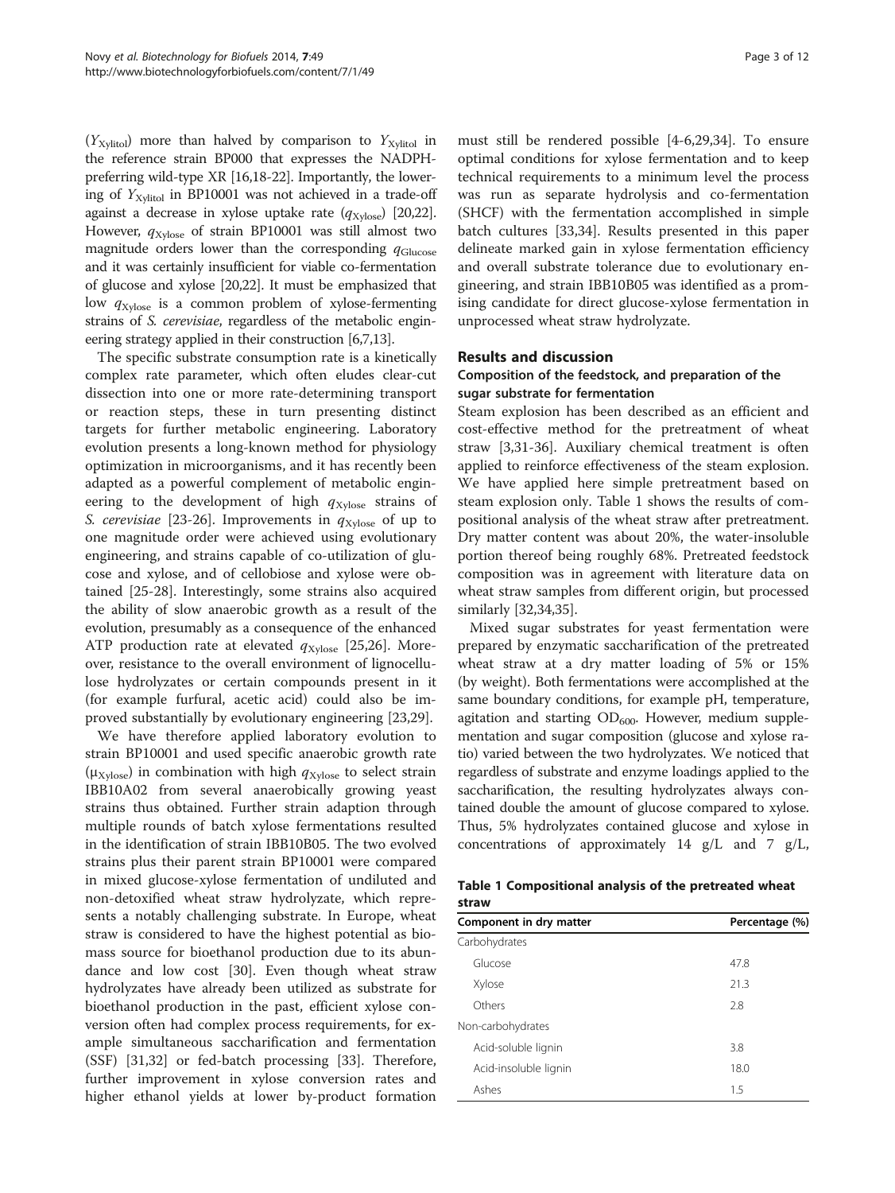($Y_{Xylitol}$) more than halved by comparison to $Y_{Xylitol}$ in the reference strain BP000 that expresses the NADPH-preferring wild-type XR [16,18-22]. Importantly, the lowering of $Y_{Xylitol}$ in BP10001 was not achieved in a trade-off against a decrease in xylose uptake rate ($q_{Xylose}$) [20,22]. However, $q_{Xylose}$ of strain BP10001 was still almost two magnitude orders lower than the corresponding $q_{Glucose}$ and it was certainly insufficient for viable co-fermentation of glucose and xylose [20,22]. It must be emphasized that low $q_{Xylose}$ is a common problem of xylose-fermenting strains of *S. cerevisiae*, regardless of the metabolic engineering strategy applied in their construction [6,7,13].

The specific substrate consumption rate is a kinetically complex rate parameter, which often eludes clear-cut dissection into one or more rate-determining transport or reaction steps, these in turn presenting distinct targets for further metabolic engineering. Laboratory evolution presents a long-known method for physiology optimization in microorganisms, and it has recently been adapted as a powerful complement of metabolic engineering to the development of high $q_{Xylose}$ strains of *S. cerevisiae* [23-26]. Improvements in $q_{Xylose}$ of up to one magnitude order were achieved using evolutionary engineering, and strains capable of co-utilization of glucose and xylose, and of cellobiose and xylose were obtained [25-28]. Interestingly, some strains also acquired the ability of slow anaerobic growth as a result of the evolution, presumably as a consequence of the enhanced ATP production rate at elevated $q_{Xylose}$ [25,26]. Moreover, resistance to the overall environment of lignocellulose hydrolyzates or certain compounds present in it (for example furfural, acetic acid) could also be improved substantially by evolutionary engineering [23,29].

We have therefore applied laboratory evolution to strain BP10001 and used specific anaerobic growth rate ($\mu_{Xylose}$) in combination with high $q_{Xylose}$ to select strain IBB10A02 from several anaerobically growing yeast strains thus obtained. Further strain adaption through multiple rounds of batch xylose fermentations resulted in the identification of strain IBB10B05. The two evolved strains plus their parent strain BP10001 were compared in mixed glucose-xylose fermentation of undiluted and non-detoxified wheat straw hydrolyzate, which represents a notably challenging substrate. In Europe, wheat straw is considered to have the highest potential as biomass source for bioethanol production due to its abundance and low cost [30]. Even though wheat straw hydrolyzates have already been utilized as substrate for bioethanol production in the past, efficient xylose conversion often had complex process requirements, for example simultaneous saccharification and fermentation (SSF) [31,32] or fed-batch processing [33]. Therefore, further improvement in xylose conversion rates and higher ethanol yields at lower by-product formation must still be rendered possible [4-6,29,34]. To ensure optimal conditions for xylose fermentation and to keep technical requirements to a minimum level the process was run as separate hydrolysis and co-fermentation (SHCF) with the fermentation accomplished in simple batch cultures [33,34]. Results presented in this paper delineate marked gain in xylose fermentation efficiency and overall substrate tolerance due to evolutionary engineering, and strain IBB10B05 was identified as a promising candidate for direct glucose-xylose fermentation in unprocessed wheat straw hydrolyzate.

## Results and discussion

### Composition of the feedstock, and preparation of the sugar substrate for fermentation

Steam explosion has been described as an efficient and cost-effective method for the pretreatment of wheat straw [3,31-36]. Auxiliary chemical treatment is often applied to reinforce effectiveness of the steam explosion. We have applied here simple pretreatment based on steam explosion only. Table 1 shows the results of compositional analysis of the wheat straw after pretreatment. Dry matter content was about 20%, the water-insoluble portion thereof being roughly 68%. Pretreated feedstock composition was in agreement with literature data on wheat straw samples from different origin, but processed similarly [32,34,35].

Mixed sugar substrates for yeast fermentation were prepared by enzymatic saccharification of the pretreated wheat straw at a dry matter loading of 5% or 15% (by weight). Both fermentations were accomplished at the same boundary conditions, for example pH, temperature, agitation and starting $OD_{600}$. However, medium supplementation and sugar composition (glucose and xylose ratio) varied between the two hydrolyzates. We noticed that regardless of substrate and enzyme loadings applied to the saccharification, the resulting hydrolyzates always contained double the amount of glucose compared to xylose. Thus, 5% hydrolyzates contained glucose and xylose in concentrations of approximately 14 g/L and 7 g/L,

**Table 1 Compositional analysis of the pretreated wheat straw**

| Component in dry matter | Percentage (%) |
|---|---|
| Carbohydrates | |
| Glucose | 47.8 |
| Xylose | 21.3 |
| Others | 2.8 |
| Non-carbohydrates | |
| Acid-soluble lignin | 3.8 |
| Acid-insoluble lignin | 18.0 |
| Ashes | 1.5 |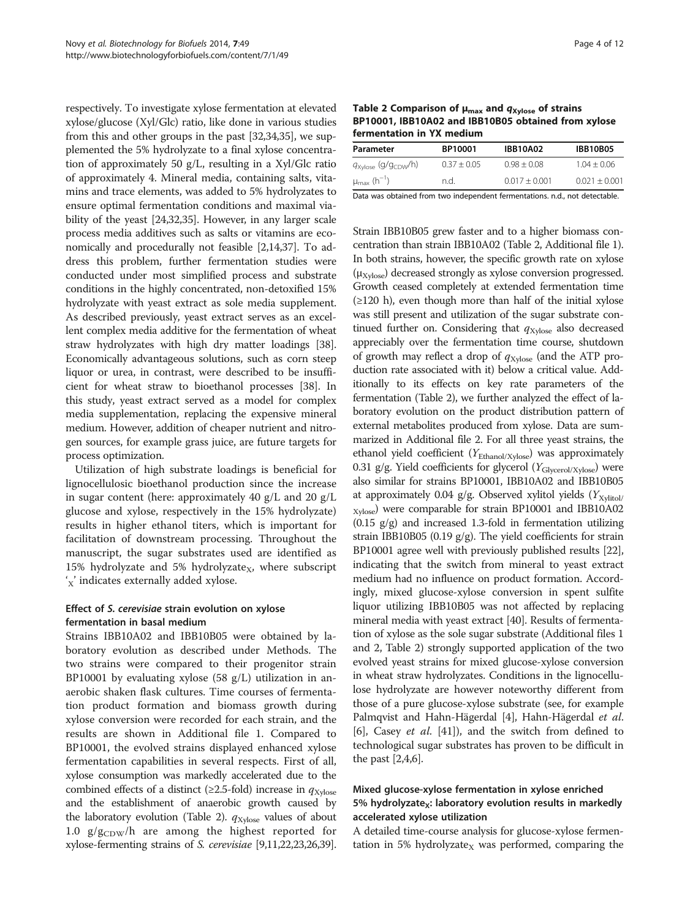respectively. To investigate xylose fermentation at elevated xylose/glucose (Xyl/Glc) ratio, like done in various studies from this and other groups in the past [32,34,35], we supplemented the 5% hydrolyzate to a final xylose concentration of approximately 50 g/L, resulting in a Xyl/Glc ratio of approximately 4. Mineral media, containing salts, vitamins and trace elements, was added to 5% hydrolyzates to ensure optimal fermentation conditions and maximal viability of the yeast [24,32,35]. However, in any larger scale process media additives such as salts or vitamins are economically and procedurally not feasible [2,14,37]. To address this problem, further fermentation studies were conducted under most simplified process and substrate conditions in the highly concentrated, non-detoxified 15% hydrolyzate with yeast extract as sole media supplement. As described previously, yeast extract serves as an excellent complex media additive for the fermentation of wheat straw hydrolyzates with high dry matter loadings [38]. Economically advantageous solutions, such as corn steep liquor or urea, in contrast, were described to be insufficient for wheat straw to bioethanol processes [38]. In this study, yeast extract served as a model for complex media supplementation, replacing the expensive mineral medium. However, addition of cheaper nutrient and nitrogen sources, for example grass juice, are future targets for process optimization.

Utilization of high substrate loadings is beneficial for lignocellulosic bioethanol production since the increase in sugar content (here: approximately 40 g/L and 20 g/L glucose and xylose, respectively in the 15% hydrolyzate) results in higher ethanol titers, which is important for facilitation of downstream processing. Throughout the manuscript, the sugar substrates used are identified as 15% hydrolyzate and 5% hydrolyzate$_X$, where subscript '$_X$' indicates externally added xylose.

### Effect of *S. cerevisiae* strain evolution on xylose fermentation in basal medium

Strains IBB10A02 and IBB10B05 were obtained by laboratory evolution as described under Methods. The two strains were compared to their progenitor strain BP10001 by evaluating xylose (58 g/L) utilization in anaerobic shaken flask cultures. Time courses of fermentation product formation and biomass growth during xylose conversion were recorded for each strain, and the results are shown in Additional file 1. Compared to BP10001, the evolved strains displayed enhanced xylose fermentation capabilities in several respects. First of all, xylose consumption was markedly accelerated due to the combined effects of a distinct (≥2.5-fold) increase in $q_{Xylose}$ and the establishment of anaerobic growth caused by the laboratory evolution (Table 2). $q_{Xylose}$ values of about 1.0 $g/g_{CDW}/h$ are among the highest reported for xylose-fermenting strains of *S. cerevisiae* [9,11,22,23,26,39].

**Table 2 Comparison of $\mu_{max}$ and $q_{Xylose}$ of strains BP10001, IBB10A02 and IBB10B05 obtained from xylose fermentation in YX medium**

| Parameter | BP10001 | IBB10A02 | IBB10B05 |
|---|---|---|---|
| $q_{Xylose}$ ($g/g_{CDW}/h$) | 0.37 ± 0.05 | 0.98 ± 0.08 | 1.04 ± 0.06 |
| $\mu_{max}$ ($h^{-1}$) | n.d. | 0.017 ± 0.001 | 0.021 ± 0.001 |

Data was obtained from two independent fermentations. n.d., not detectable.

Strain IBB10B05 grew faster and to a higher biomass concentration than strain IBB10A02 (Table 2, Additional file 1). In both strains, however, the specific growth rate on xylose ($\mu_{Xylose}$) decreased strongly as xylose conversion progressed. Growth ceased completely at extended fermentation time (≥120 h), even though more than half of the initial xylose was still present and utilization of the sugar substrate continued further on. Considering that $q_{Xylose}$ also decreased appreciably over the fermentation time course, shutdown of growth may reflect a drop of $q_{Xylose}$ (and the ATP production rate associated with it) below a critical value. Additionally to its effects on key rate parameters of the fermentation (Table 2), we further analyzed the effect of laboratory evolution on the product distribution pattern of external metabolites produced from xylose. Data are summarized in Additional file 2. For all three yeast strains, the ethanol yield coefficient ($Y_{Ethanol/Xylose}$) was approximately 0.31 g/g. Yield coefficients for glycerol ($Y_{Glycerol/Xylose}$) were also similar for strains BP10001, IBB10A02 and IBB10B05 at approximately 0.04 g/g. Observed xylitol yields ($Y_{Xylitol/Xylose}$) were comparable for strain BP10001 and IBB10A02 (0.15 g/g) and increased 1.3-fold in fermentation utilizing strain IBB10B05 (0.19 g/g). The yield coefficients for strain BP10001 agree well with previously published results [22], indicating that the switch from mineral to yeast extract medium had no influence on product formation. Accordingly, mixed glucose-xylose conversion in spent sulfite liquor utilizing IBB10B05 was not affected by replacing mineral media with yeast extract [40]. Results of fermentation of xylose as the sole sugar substrate (Additional files 1 and 2, Table 2) strongly supported application of the two evolved yeast strains for mixed glucose-xylose conversion in wheat straw hydrolyzates. Conditions in the lignocellulose hydrolyzate are however noteworthy different from those of a pure glucose-xylose substrate (see, for example Palmqvist and Hahn-Hägerdal [4], Hahn-Hägerdal *et al.* [6], Casey *et al.* [41]), and the switch from defined to technological sugar substrates has proven to be difficult in the past [2,4,6].

### Mixed glucose-xylose fermentation in xylose enriched 5% hydrolyzate$_X$: laboratory evolution results in markedly accelerated xylose utilization

A detailed time-course analysis for glucose-xylose fermentation in 5% hydrolyzate$_X$ was performed, comparing the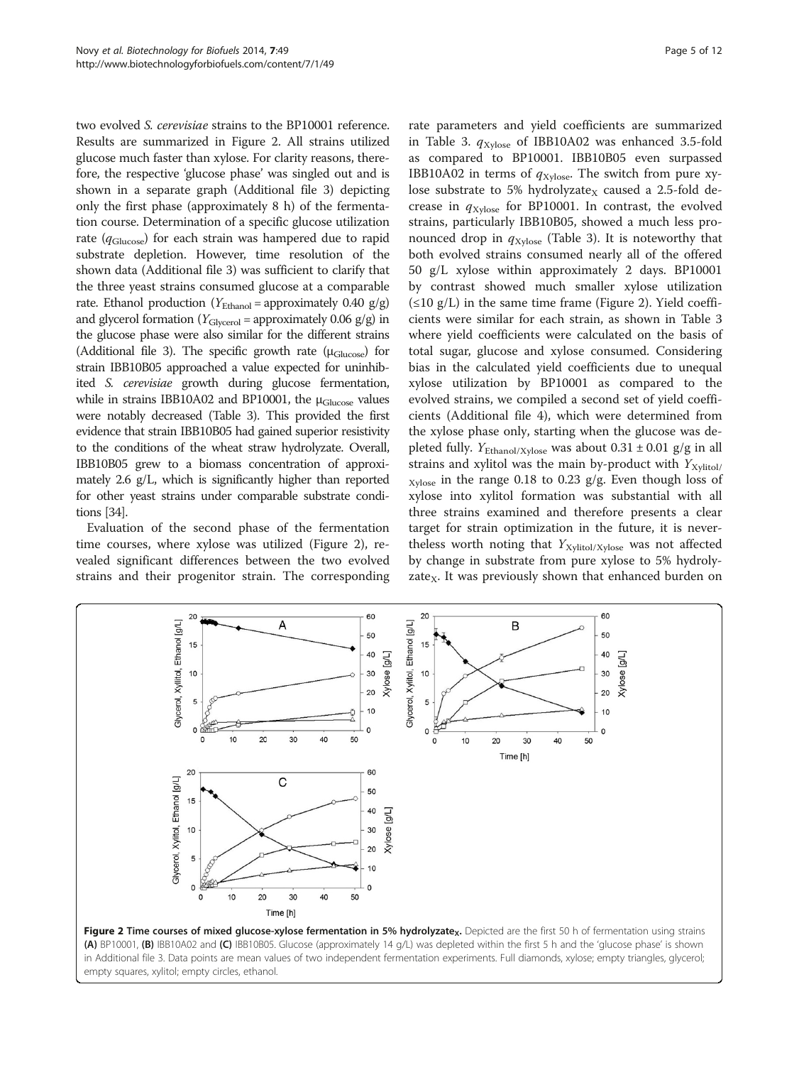two evolved *S. cerevisiae* strains to the BP10001 reference. Results are summarized in Figure 2. All strains utilized glucose much faster than xylose. For clarity reasons, therefore, the respective 'glucose phase' was singled out and is shown in a separate graph (Additional file 3) depicting only the first phase (approximately 8 h) of the fermentation course. Determination of a specific glucose utilization rate ($q_{Glucose}$) for each strain was hampered due to rapid substrate depletion. However, time resolution of the shown data (Additional file 3) was sufficient to clarify that the three yeast strains consumed glucose at a comparable rate. Ethanol production ($Y_{Ethanol}$ = approximately 0.40 g/g) and glycerol formation ($Y_{Glycerol}$ = approximately 0.06 g/g) in the glucose phase were also similar for the different strains (Additional file 3). The specific growth rate ($\mu_{Glucose}$) for strain IBB10B05 approached a value expected for uninhibited *S. cerevisiae* growth during glucose fermentation, while in strains IBB10A02 and BP10001, the $\mu_{Glucose}$ values were notably decreased (Table 3). This provided the first evidence that strain IBB10B05 had gained superior resistivity to the conditions of the wheat straw hydrolyzate. Overall, IBB10B05 grew to a biomass concentration of approximately 2.6 g/L, which is significantly higher than reported for other yeast strains under comparable substrate conditions [34].

Evaluation of the second phase of the fermentation time courses, where xylose was utilized (Figure 2), revealed significant differences between the two evolved strains and their progenitor strain. The corresponding rate parameters and yield coefficients are summarized in Table 3. $q_{Xylose}$ of IBB10A02 was enhanced 3.5-fold as compared to BP10001. IBB10B05 even surpassed IBB10A02 in terms of $q_{Xylose}$. The switch from pure xylose substrate to 5% hydrolyzate$_X$ caused a 2.5-fold decrease in $q_{Xylose}$ for BP10001. In contrast, the evolved strains, particularly IBB10B05, showed a much less pronounced drop in $q_{Xylose}$ (Table 3). It is noteworthy that both evolved strains consumed nearly all of the offered 50 g/L xylose within approximately 2 days. BP10001 by contrast showed much smaller xylose utilization (≤10 g/L) in the same time frame (Figure 2). Yield coefficients were similar for each strain, as shown in Table 3 where yield coefficients were calculated on the basis of total sugar, glucose and xylose consumed. Considering bias in the calculated yield coefficients due to unequal xylose utilization by BP10001 as compared to the evolved strains, we compiled a second set of yield coefficients (Additional file 4), which were determined from the xylose phase only, starting when the glucose was depleted fully. $Y_{Ethanol/Xylose}$ was about 0.31 ± 0.01 g/g in all strains and xylitol was the main by-product with $Y_{Xylitol/Xylose}$ in the range 0.18 to 0.23 g/g. Even though loss of xylose into xylitol formation was substantial with all three strains examined and therefore presents a clear target for strain optimization in the future, it is nevertheless worth noting that $Y_{Xylitol/Xylose}$ was not affected by change in substrate from pure xylose to 5% hydrolyzate$_X$. It was previously shown that enhanced burden on

**Figure 2 Time courses of mixed glucose-xylose fermentation in 5% hydrolyzate$_X$.** Depicted are the first 50 h of fermentation using strains **(A)** BP10001, **(B)** IBB10A02 and **(C)** IBB10B05. Glucose (approximately 14 g/L) was depleted within the first 5 h and the 'glucose phase' is shown in Additional file 3. Data points are mean values of two independent fermentation experiments. Full diamonds, xylose; empty triangles, glycerol; empty squares, xylitol; empty circles, ethanol.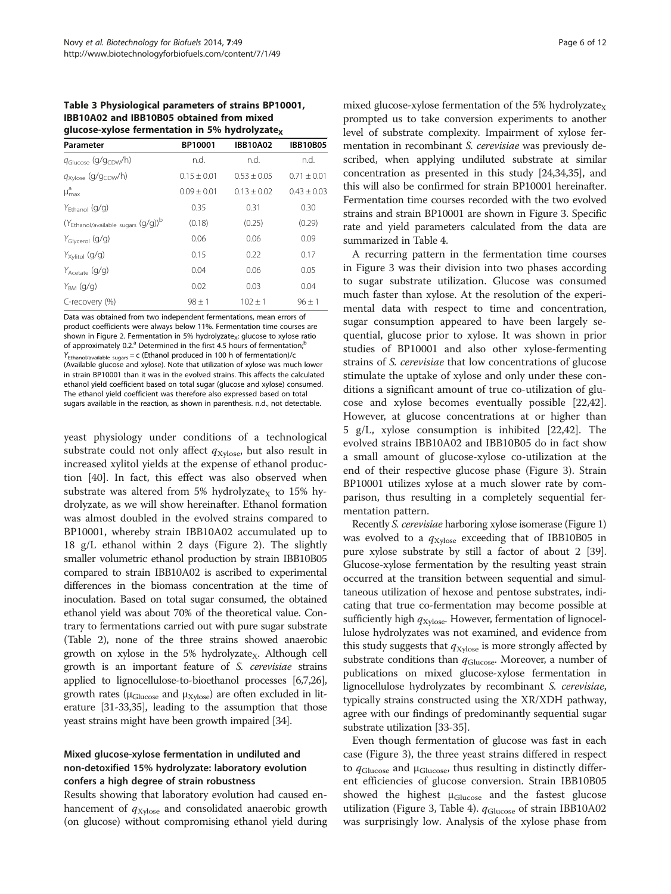**Table 3 Physiological parameters of strains BP10001, IBB10A02 and IBB10B05 obtained from mixed glucose-xylose fermentation in 5% hydrolyzate$_X$**

| Parameter | BP10001 | IBB10A02 | IBB10B05 |
|---|---|---|---|
| $q_{Glucose}$ (g/g$_{CDW}$/h) | n.d. | n.d. | n.d. |
| $q_{Xylose}$ (g/g$_{CDW}$/h) | 0.15 ± 0.01 | 0.53 ± 0.05 | 0.71 ± 0.01 |
| $\mu^{a}_{max}$ | 0.09 ± 0.01 | 0.13 ± 0.02 | 0.43 ± 0.03 |
| $Y_{Ethanol}$ (g/g) | 0.35 | 0.31 | 0.30 |
| ($Y_{Ethanol/available\ sugars}$ (g/g))$^{b}$ | (0.18) | (0.25) | (0.29) |
| $Y_{Glycerol}$ (g/g) | 0.06 | 0.06 | 0.09 |
| $Y_{Xylitol}$ (g/g) | 0.15 | 0.22 | 0.17 |
| $Y_{Acetate}$ (g/g) | 0.04 | 0.06 | 0.05 |
| $Y_{BM}$ (g/g) | 0.02 | 0.03 | 0.04 |
| C-recovery (%) | 98 ± 1 | 102 ± 1 | 96 ± 1 |

Data was obtained from two independent fermentations, mean errors of product coefficients were always below 11%. Fermentation time courses are shown in Figure 2. Fermentation in 5% hydrolyzate$_X$: glucose to xylose ratio of approximately 0.2.[a] Determined in the first 4.5 hours of fermentation;[b] $Y_{Ethanol/available\ sugars}$ = c (Ethanol produced in 100 h of fermentation)/c (Available glucose and xylose). Note that utilization of xylose was much lower in strain BP10001 than it was in the evolved strains. This affects the calculated ethanol yield coefficient based on total sugar (glucose and xylose) consumed. The ethanol yield coefficient was therefore also expressed based on total sugars available in the reaction, as shown in parenthesis. n.d., not detectable.

yeast physiology under conditions of a technological substrate could not only affect $q_{Xylose}$, but also result in increased xylitol yields at the expense of ethanol production [40]. In fact, this effect was also observed when substrate was altered from 5% hydrolyzate$_X$ to 15% hydrolyzate, as we will show hereinafter. Ethanol formation was almost doubled in the evolved strains compared to BP10001, whereby strain IBB10A02 accumulated up to 18 g/L ethanol within 2 days (Figure 2). The slightly smaller volumetric ethanol production by strain IBB10B05 compared to strain IBB10A02 is ascribed to experimental differences in the biomass concentration at the time of inoculation. Based on total sugar consumed, the obtained ethanol yield was about 70% of the theoretical value. Contrary to fermentations carried out with pure sugar substrate (Table 2), none of the three strains showed anaerobic growth on xylose in the 5% hydrolyzate$_X$. Although cell growth is an important feature of *S. cerevisiae* strains applied to lignocellulose-to-bioethanol processes [6,7,26], growth rates ($\mu_{Glucose}$ and $\mu_{Xylose}$) are often excluded in literature [31-33,35], leading to the assumption that those yeast strains might have been growth impaired [34].

## Mixed glucose-xylose fermentation in undiluted and non-detoxified 15% hydrolyzate: laboratory evolution confers a high degree of strain robustness

Results showing that laboratory evolution had caused enhancement of $q_{Xylose}$ and consolidated anaerobic growth (on glucose) without compromising ethanol yield during mixed glucose-xylose fermentation of the 5% hydrolyzate$_X$ prompted us to take conversion experiments to another level of substrate complexity. Impairment of xylose fermentation in recombinant *S. cerevisiae* was previously described, when applying undiluted substrate at similar concentration as presented in this study [24,34,35], and this will also be confirmed for strain BP10001 hereinafter. Fermentation time courses recorded with the two evolved strains and strain BP10001 are shown in Figure 3. Specific rate and yield parameters calculated from the data are summarized in Table 4.

A recurring pattern in the fermentation time courses in Figure 3 was their division into two phases according to sugar substrate utilization. Glucose was consumed much faster than xylose. At the resolution of the experimental data with respect to time and concentration, sugar consumption appeared to have been largely sequential, glucose prior to xylose. It was shown in prior studies of BP10001 and also other xylose-fermenting strains of *S. cerevisiae* that low concentrations of glucose stimulate the uptake of xylose and only under these conditions a significant amount of true co-utilization of glucose and xylose becomes eventually possible [22,42]. However, at glucose concentrations at or higher than 5 g/L, xylose consumption is inhibited [22,42]. The evolved strains IBB10A02 and IBB10B05 do in fact show a small amount of glucose-xylose co-utilization at the end of their respective glucose phase (Figure 3). Strain BP10001 utilizes xylose at a much slower rate by comparison, thus resulting in a completely sequential fermentation pattern.

Recently *S. cerevisiae* harboring xylose isomerase (Figure 1) was evolved to a $q_{Xylose}$ exceeding that of IBB10B05 in pure xylose substrate by still a factor of about 2 [39]. Glucose-xylose fermentation by the resulting yeast strain occurred at the transition between sequential and simultaneous utilization of hexose and pentose substrates, indicating that true co-fermentation may become possible at sufficiently high $q_{Xylose}$. However, fermentation of lignocellulose hydrolyzates was not examined, and evidence from this study suggests that $q_{Xylose}$ is more strongly affected by substrate conditions than $q_{Glucose}$. Moreover, a number of publications on mixed glucose-xylose fermentation in lignocellulose hydrolyzates by recombinant *S. cerevisiae*, typically strains constructed using the XR/XDH pathway, agree with our findings of predominantly sequential sugar substrate utilization [33-35].

Even though fermentation of glucose was fast in each case (Figure 3), the three yeast strains differed in respect to $q_{Glucose}$ and $\mu_{Glucose}$, thus resulting in distinctly different efficiencies of glucose conversion. Strain IBB10B05 showed the highest $\mu_{Glucose}$ and the fastest glucose utilization (Figure 3, Table 4). $q_{Glucose}$ of strain IBB10A02 was surprisingly low. Analysis of the xylose phase from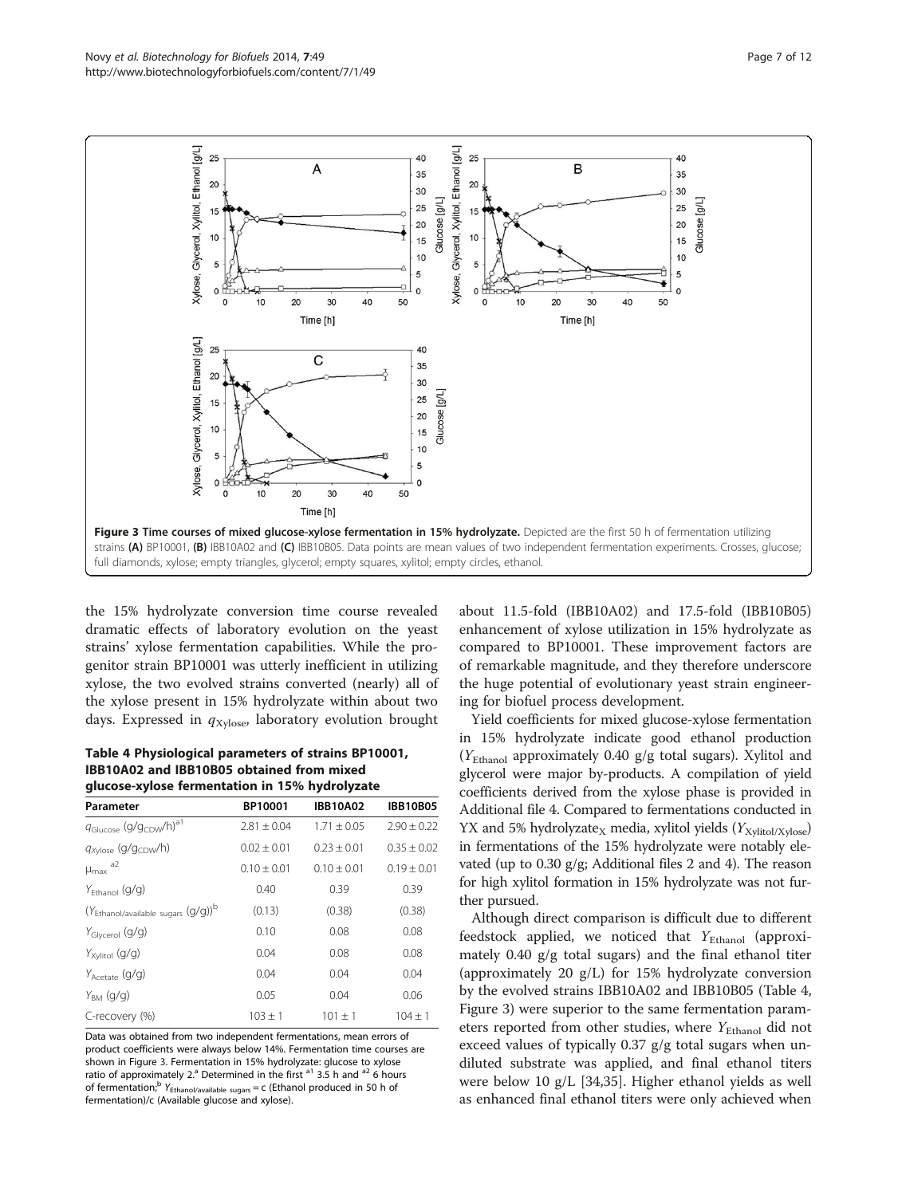**Figure 3 Time courses of mixed glucose-xylose fermentation in 15% hydrolyzate.** Depicted are the first 50 h of fermentation utilizing strains **(A)** BP10001, **(B)** IBB10A02 and **(C)** IBB10B05. Data points are mean values of two independent fermentation experiments. Crosses, glucose; full diamonds, xylose; empty triangles, glycerol; empty squares, xylitol; empty circles, ethanol.

the 15% hydrolyzate conversion time course revealed dramatic effects of laboratory evolution on the yeast strains' xylose fermentation capabilities. While the progenitor strain BP10001 was utterly inefficient in utilizing xylose, the two evolved strains converted (nearly) all of the xylose present in 15% hydrolyzate within about two days. Expressed in $q_{Xylose}$, laboratory evolution brought about 11.5-fold (IBB10A02) and 17.5-fold (IBB10B05) enhancement of xylose utilization in 15% hydrolyzate as compared to BP10001. These improvement factors are of remarkable magnitude, and they therefore underscore the huge potential of evolutionary yeast strain engineering for biofuel process development.

**Table 4 Physiological parameters of strains BP10001, IBB10A02 and IBB10B05 obtained from mixed glucose-xylose fermentation in 15% hydrolyzate**

| Parameter | BP10001 | IBB10A02 | IBB10B05 |
|---|---|---|---|
| $q_{Glucose}$ (g/g$_{CDW}$/h)[a1] | 2.81 ± 0.04 | 1.71 ± 0.05 | 2.90 ± 0.22 |
| $q_{Xylose}$ (g/g$_{CDW}$/h) | 0.02 ± 0.01 | 0.23 ± 0.01 | 0.35 ± 0.02 |
| $\mu_{max}$ [a2] | 0.10 ± 0.01 | 0.10 ± 0.01 | 0.19 ± 0.01 |
| $Y_{Ethanol}$ (g/g) | 0.40 | 0.39 | 0.39 |
| ($Y_{Ethanol/available\ sugars}$ (g/g))[b] | (0.13) | (0.38) | (0.38) |
| $Y_{Glycerol}$ (g/g) | 0.10 | 0.08 | 0.08 |
| $Y_{Xylitol}$ (g/g) | 0.04 | 0.08 | 0.08 |
| $Y_{Acetate}$ (g/g) | 0.04 | 0.04 | 0.04 |
| $Y_{BM}$ (g/g) | 0.05 | 0.04 | 0.06 |
| C-recovery (%) | 103 ± 1 | 101 ± 1 | 104 ± 1 |

Data was obtained from two independent fermentations, mean errors of product coefficients were always below 14%. Fermentation time courses are shown in Figure 3. Fermentation in 15% hydrolyzate: glucose to xylose ratio of approximately 2.[a] Determined in the first [a1] 3.5 h and [a2] 6 hours of fermentation;[b] $Y_{Ethanol/available\ sugars}$ = c (Ethanol produced in 50 h of fermentation)/c (Available glucose and xylose).

Yield coefficients for mixed glucose-xylose fermentation in 15% hydrolyzate indicate good ethanol production ($Y_{Ethanol}$ approximately 0.40 g/g total sugars). Xylitol and glycerol were major by-products. A compilation of yield coefficients derived from the xylose phase is provided in Additional file 4. Compared to fermentations conducted in YX and 5% hydrolyzate$_X$ media, xylitol yields ($Y_{Xylitol/Xylose}$) in fermentations of the 15% hydrolyzate were notably elevated (up to 0.30 g/g; Additional files 2 and 4). The reason for high xylitol formation in 15% hydrolyzate was not further pursued.

Although direct comparison is difficult due to different feedstock applied, we noticed that $Y_{Ethanol}$ (approximately 0.40 g/g total sugars) and the final ethanol titer (approximately 20 g/L) for 15% hydrolyzate conversion by the evolved strains IBB10A02 and IBB10B05 (Table 4, Figure 3) were superior to the same fermentation parameters reported from other studies, where $Y_{Ethanol}$ did not exceed values of typically 0.37 g/g total sugars when undiluted substrate was applied, and final ethanol titers were below 10 g/L [34,35]. Higher ethanol yields as well as enhanced final ethanol titers were only achieved when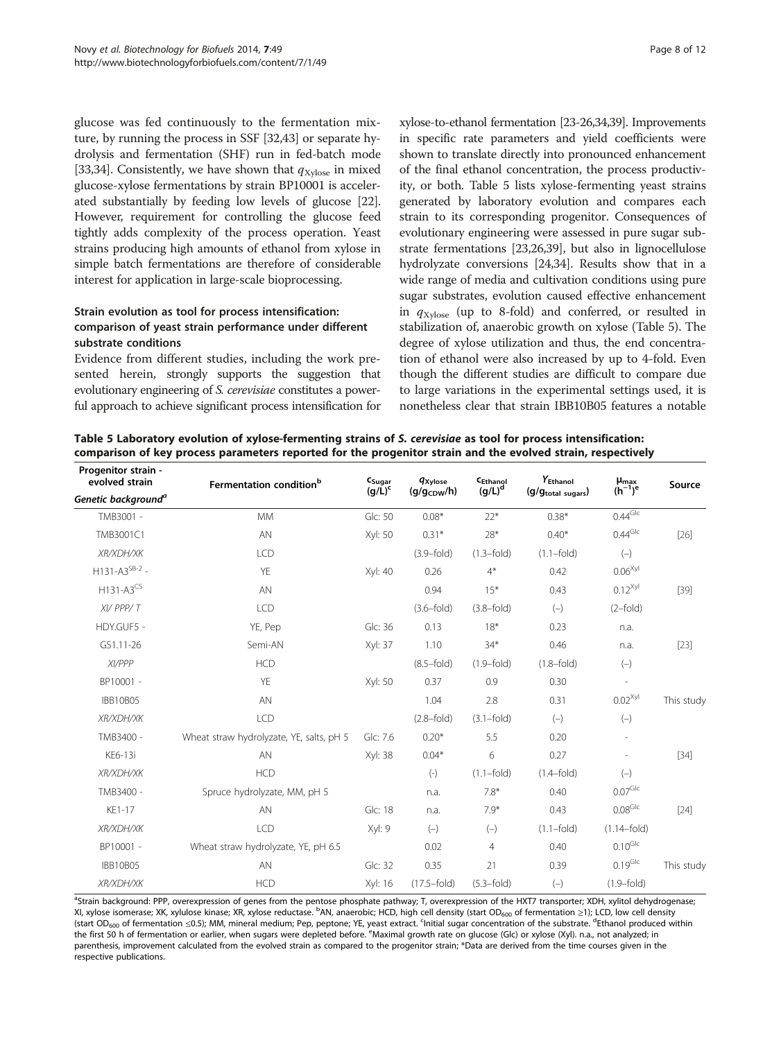glucose was fed continuously to the fermentation mixture, by running the process in SSF [32,43] or separate hydrolysis and fermentation (SHF) run in fed-batch mode [33,34]. Consistently, we have shown that $q_{Xylose}$ in mixed glucose-xylose fermentations by strain BP10001 is accelerated substantially by feeding low levels of glucose [22]. However, requirement for controlling the glucose feed tightly adds complexity of the process operation. Yeast strains producing high amounts of ethanol from xylose in simple batch fermentations are therefore of considerable interest for application in large-scale bioprocessing.

### Strain evolution as tool for process intensification: comparison of yeast strain performance under different substrate conditions

Evidence from different studies, including the work presented herein, strongly supports the suggestion that evolutionary engineering of *S. cerevisiae* constitutes a powerful approach to achieve significant process intensification for xylose-to-ethanol fermentation [23-26,34,39]. Improvements in specific rate parameters and yield coefficients were shown to translate directly into pronounced enhancement of the final ethanol concentration, the process productivity, or both. Table 5 lists xylose-fermenting yeast strains generated by laboratory evolution and compares each strain to its corresponding progenitor. Consequences of evolutionary engineering were assessed in pure sugar substrate fermentations [23,26,39], but also in lignocellulose hydrolyzate conversions [24,34]. Results show that in a wide range of media and cultivation conditions using pure sugar substrates, evolution caused effective enhancement in $q_{Xylose}$ (up to 8-fold) and conferred, or resulted in stabilization of, anaerobic growth on xylose (Table 5). The degree of xylose utilization and thus, the end concentration of ethanol were also increased by up to 4-fold. Even though the different studies are difficult to compare due to large variations in the experimental settings used, it is nonetheless clear that strain IBB10B05 features a notable

**Table 5 Laboratory evolution of xylose-fermenting strains of *S. cerevisiae* as tool for process intensification: comparison of key process parameters reported for the progenitor strain and the evolved strain, respectively**

| Progenitor strain - evolved strain / *Genetic background*[a] | Fermentation condition[b] | $c_{Sugar}$ (g/L)[c] | $q_{Xylose}$ ($g/g_{CDW}/h$) | $c_{Ethanol}$ (g/L)[d] | $Y_{Ethanol}$ ($g/g_{total\ sugars}$) | $\mu_{max}$ ($h^{-1}$)[e] | Source |
|---|---|---|---|---|---|---|---|
| TMB3001 - | MM | Glc: 50 | 0.08* | 22* | 0.38* | $0.44^{Glc}$ | |
| TMB3001C1 | AN | Xyl: 50 | 0.31* | 28* | 0.40* | $0.44^{Glc}$ | [26] |
| *XR/XDH/XK* | LCD | | (3.9–fold) | (1.3–fold) | (1.1–fold) | (–) | |
| H131-A3[SB-2] - | YE | Xyl: 40 | 0.26 | 4* | 0.42 | $0.06^{Xyl}$ | |
| H131-A3[CS] | AN | | 0.94 | 15* | 0.43 | $0.12^{Xyl}$ | [39] |
| *XI/ PPP/ T* | LCD | | (3.6–fold) | (3.8–fold) | (–) | (2–fold) | |
| HDY.GUF5 - | YE, Pep | Glc: 36 | 0.13 | 18* | 0.23 | n.a. | |
| GS1.11-26 | Semi-AN | Xyl: 37 | 1.10 | 34* | 0.46 | n.a. | [23] |
| *XI/PPP* | HCD | | (8.5–fold) | (1.9–fold) | (1.8–fold) | (–) | |
| BP10001 - | YE | Xyl: 50 | 0.37 | 0.9 | 0.30 | - | |
| IBB10B05 | AN | | 1.04 | 2.8 | 0.31 | $0.02^{Xyl}$ | This study |
| *XR/XDH/XK* | LCD | | (2.8–fold) | (3.1–fold) | (–) | (–) | |
| TMB3400 - | Wheat straw hydrolyzate, YE, salts, pH 5 | Glc: 7.6 | 0.20* | 5.5 | 0.20 | - | |
| KE6-13i | AN | Xyl: 38 | 0.04* | 6 | 0.27 | - | [34] |
| *XR/XDH/XK* | HCD | | (-) | (1.1–fold) | (1.4–fold) | (–) | |
| TMB3400 - | Spruce hydrolyzate, MM, pH 5 | | n.a. | 7.8* | 0.40 | $0.07^{Glc}$ | |
| KE1-17 | AN | Glc: 18 | n.a. | 7.9* | 0.43 | $0.08^{Glc}$ | [24] |
| *XR/XDH/XK* | LCD | Xyl: 9 | (–) | (–) | (1.1–fold) | (1.14–fold) | |
| BP10001 - | Wheat straw hydrolyzate, YE, pH 6.5 | | 0.02 | 4 | 0.40 | $0.10^{Glc}$ | |
| IBB10B05 | AN | Glc: 32 | 0.35 | 21 | 0.39 | $0.19^{Glc}$ | This study |
| *XR/XDH/XK* | HCD | Xyl: 16 | (17.5–fold) | (5.3–fold) | (–) | (1.9–fold) | |

[a]Strain background: PPP, overexpression of genes from the pentose phosphate pathway; T, overexpression of the HXT7 transporter; XDH, xylitol dehydrogenase; XI, xylose isomerase; XK, xylulose kinase; XR, xylose reductase. [b]AN, anaerobic; HCD, high cell density (start $OD_{600}$ of fermentation ≥1); LCD, low cell density (start $OD_{600}$ of fermentation ≤0.5); MM, mineral medium; Pep, peptone; YE, yeast extract. [c]Initial sugar concentration of the substrate. [d]Ethanol produced within the first 50 h of fermentation or earlier, when sugars were depleted before. [e]Maximal growth rate on glucose (Glc) or xylose (Xyl). n.a., not analyzed; in parenthesis, improvement calculated from the evolved strain as compared to the progenitor strain; *Data are derived from the time courses given in the respective publications.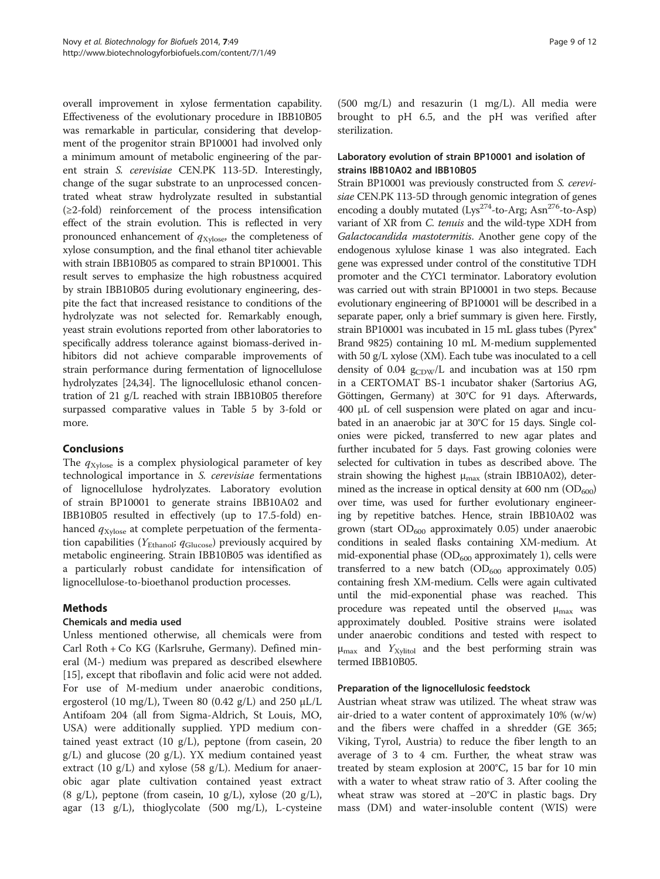overall improvement in xylose fermentation capability. Effectiveness of the evolutionary procedure in IBB10B05 was remarkable in particular, considering that development of the progenitor strain BP10001 had involved only a minimum amount of metabolic engineering of the parent strain *S. cerevisiae* CEN.PK 113-5D. Interestingly, change of the sugar substrate to an unprocessed concentrated wheat straw hydrolyzate resulted in substantial (≥2-fold) reinforcement of the process intensification effect of the strain evolution. This is reflected in very pronounced enhancement of $q_{Xylose}$, the completeness of xylose consumption, and the final ethanol titer achievable with strain IBB10B05 as compared to strain BP10001. This result serves to emphasize the high robustness acquired by strain IBB10B05 during evolutionary engineering, despite the fact that increased resistance to conditions of the hydrolyzate was not selected for. Remarkably enough, yeast strain evolutions reported from other laboratories to specifically address tolerance against biomass-derived inhibitors did not achieve comparable improvements of strain performance during fermentation of lignocellulose hydrolyzates [24,34]. The lignocellulosic ethanol concentration of 21 g/L reached with strain IBB10B05 therefore surpassed comparative values in Table 5 by 3-fold or more.

## Conclusions

The $q_{Xylose}$ is a complex physiological parameter of key technological importance in *S. cerevisiae* fermentations of lignocellulose hydrolyzates. Laboratory evolution of strain BP10001 to generate strains IBB10A02 and IBB10B05 resulted in effectively (up to 17.5-fold) enhanced $q_{Xylose}$ at complete perpetuation of the fermentation capabilities ($Y_{Ethanol}$; $q_{Glucose}$) previously acquired by metabolic engineering. Strain IBB10B05 was identified as a particularly robust candidate for intensification of lignocellulose-to-bioethanol production processes.

## Methods

### Chemicals and media used

Unless mentioned otherwise, all chemicals were from Carl Roth + Co KG (Karlsruhe, Germany). Defined mineral (M-) medium was prepared as described elsewhere [15], except that riboflavin and folic acid were not added. For use of M-medium under anaerobic conditions, ergosterol (10 mg/L), Tween 80 (0.42 g/L) and 250 μL/L Antifoam 204 (all from Sigma-Aldrich, St Louis, MO, USA) were additionally supplied. YPD medium contained yeast extract (10 g/L), peptone (from casein, 20 g/L) and glucose (20 g/L). YX medium contained yeast extract (10 g/L) and xylose (58 g/L). Medium for anaerobic agar plate cultivation contained yeast extract (8 g/L), peptone (from casein, 10 g/L), xylose (20 g/L), agar (13 g/L), thioglycolate (500 mg/L), L-cysteine (500 mg/L) and resazurin (1 mg/L). All media were brought to pH 6.5, and the pH was verified after sterilization.

### Laboratory evolution of strain BP10001 and isolation of strains IBB10A02 and IBB10B05

Strain BP10001 was previously constructed from *S. cerevisiae* CEN.PK 113-5D through genomic integration of genes encoding a doubly mutated (Lys$^{274}$-to-Arg; Asn$^{276}$-to-Asp) variant of XR from *C. tenuis* and the wild-type XDH from *Galactocandida mastotermitis*. Another gene copy of the endogenous xylulose kinase 1 was also integrated. Each gene was expressed under control of the constitutive TDH promoter and the CYC1 terminator. Laboratory evolution was carried out with strain BP10001 in two steps. Because evolutionary engineering of BP10001 will be described in a separate paper, only a brief summary is given here. Firstly, strain BP10001 was incubated in 15 mL glass tubes (Pyrex® Brand 9825) containing 10 mL M-medium supplemented with 50 g/L xylose (XM). Each tube was inoculated to a cell density of 0.04 $g_{CDW}$/L and incubation was at 150 rpm in a CERTOMAT BS-1 incubator shaker (Sartorius AG, Göttingen, Germany) at 30°C for 91 days. Afterwards, 400 μL of cell suspension were plated on agar and incubated in an anaerobic jar at 30°C for 15 days. Single colonies were picked, transferred to new agar plates and further incubated for 5 days. Fast growing colonies were selected for cultivation in tubes as described above. The strain showing the highest $\mu_{max}$ (strain IBB10A02), determined as the increase in optical density at 600 nm ($OD_{600}$) over time, was used for further evolutionary engineering by repetitive batches. Hence, strain IBB10A02 was grown (start $OD_{600}$ approximately 0.05) under anaerobic conditions in sealed flasks containing XM-medium. At mid-exponential phase ($OD_{600}$ approximately 1), cells were transferred to a new batch ($OD_{600}$ approximately 0.05) containing fresh XM-medium. Cells were again cultivated until the mid-exponential phase was reached. This procedure was repeated until the observed $\mu_{max}$ was approximately doubled. Positive strains were isolated under anaerobic conditions and tested with respect to $\mu_{max}$ and $Y_{Xylitol}$ and the best performing strain was termed IBB10B05.

### Preparation of the lignocellulosic feedstock

Austrian wheat straw was utilized. The wheat straw was air-dried to a water content of approximately 10% (w/w) and the fibers were chaffed in a shredder (GE 365; Viking, Tyrol, Austria) to reduce the fiber length to an average of 3 to 4 cm. Further, the wheat straw was treated by steam explosion at 200°C, 15 bar for 10 min with a water to wheat straw ratio of 3. After cooling the wheat straw was stored at −20°C in plastic bags. Dry mass (DM) and water-insoluble content (WIS) were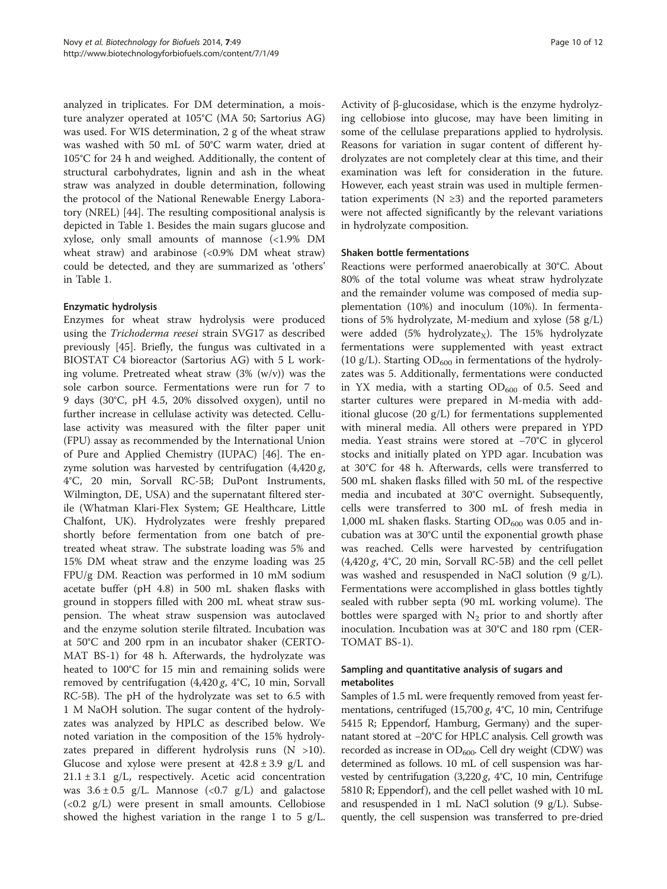analyzed in triplicates. For DM determination, a moisture analyzer operated at 105°C (MA 50; Sartorius AG) was used. For WIS determination, 2 g of the wheat straw was washed with 50 mL of 50°C warm water, dried at 105°C for 24 h and weighed. Additionally, the content of structural carbohydrates, lignin and ash in the wheat straw was analyzed in double determination, following the protocol of the National Renewable Energy Laboratory (NREL) [44]. The resulting compositional analysis is depicted in Table 1. Besides the main sugars glucose and xylose, only small amounts of mannose (<1.9% DM wheat straw) and arabinose (<0.9% DM wheat straw) could be detected, and they are summarized as 'others' in Table 1.

#### Enzymatic hydrolysis

Enzymes for wheat straw hydrolysis were produced using the *Trichoderma reesei* strain SVG17 as described previously [45]. Briefly, the fungus was cultivated in a BIOSTAT C4 bioreactor (Sartorius AG) with 5 L working volume. Pretreated wheat straw (3% (w/v)) was the sole carbon source. Fermentations were run for 7 to 9 days (30°C, pH 4.5, 20% dissolved oxygen), until no further increase in cellulase activity was detected. Cellulase activity was measured with the filter paper unit (FPU) assay as recommended by the International Union of Pure and Applied Chemistry (IUPAC) [46]. The enzyme solution was harvested by centrifugation (4,420 *g*, 4°C, 20 min, Sorvall RC-5B; DuPont Instruments, Wilmington, DE, USA) and the supernatant filtered sterile (Whatman Klari-Flex System; GE Healthcare, Little Chalfont, UK). Hydrolyzates were freshly prepared shortly before fermentation from one batch of pretreated wheat straw. The substrate loading was 5% and 15% DM wheat straw and the enzyme loading was 25 FPU/g DM. Reaction was performed in 10 mM sodium acetate buffer (pH 4.8) in 500 mL shaken flasks with ground in stoppers filled with 200 mL wheat straw suspension. The wheat straw suspension was autoclaved and the enzyme solution sterile filtrated. Incubation was at 50°C and 200 rpm in an incubator shaker (CERTOMAT BS-1) for 48 h. Afterwards, the hydrolyzate was heated to 100°C for 15 min and remaining solids were removed by centrifugation (4,420 *g*, 4°C, 10 min, Sorvall RC-5B). The pH of the hydrolyzate was set to 6.5 with 1 M NaOH solution. The sugar content of the hydrolyzates was analyzed by HPLC as described below. We noted variation in the composition of the 15% hydrolyzates prepared in different hydrolysis runs (N >10). Glucose and xylose were present at 42.8 ± 3.9 g/L and 21.1 ± 3.1 g/L, respectively. Acetic acid concentration was 3.6 ± 0.5 g/L. Mannose (<0.7 g/L) and galactose (<0.2 g/L) were present in small amounts. Cellobiose showed the highest variation in the range 1 to 5 g/L. Activity of β-glucosidase, which is the enzyme hydrolyzing cellobiose into glucose, may have been limiting in some of the cellulase preparations applied to hydrolysis. Reasons for variation in sugar content of different hydrolyzates are not completely clear at this time, and their examination was left for consideration in the future. However, each yeast strain was used in multiple fermentation experiments (N ≥3) and the reported parameters were not affected significantly by the relevant variations in hydrolyzate composition.

#### Shaken bottle fermentations

Reactions were performed anaerobically at 30°C. About 80% of the total volume was wheat straw hydrolyzate and the remainder volume was composed of media supplementation (10%) and inoculum (10%). In fermentations of 5% hydrolyzate, M-medium and xylose (58 g/L) were added (5% hydrolyzate$_X$). The 15% hydrolyzate fermentations were supplemented with yeast extract (10 g/L). Starting $OD_{600}$ in fermentations of the hydrolyzates was 5. Additionally, fermentations were conducted in YX media, with a starting $OD_{600}$ of 0.5. Seed and starter cultures were prepared in M-media with additional glucose (20 g/L) for fermentations supplemented with mineral media. All others were prepared in YPD media. Yeast strains were stored at −70°C in glycerol stocks and initially plated on YPD agar. Incubation was at 30°C for 48 h. Afterwards, cells were transferred to 500 mL shaken flasks filled with 50 mL of the respective media and incubated at 30°C overnight. Subsequently, cells were transferred to 300 mL of fresh media in 1,000 mL shaken flasks. Starting $OD_{600}$ was 0.05 and incubation was at 30°C until the exponential growth phase was reached. Cells were harvested by centrifugation (4,420 *g*, 4°C, 20 min, Sorvall RC-5B) and the cell pellet was washed and resuspended in NaCl solution (9 g/L). Fermentations were accomplished in glass bottles tightly sealed with rubber septa (90 mL working volume). The bottles were sparged with $N_2$ prior to and shortly after inoculation. Incubation was at 30°C and 180 rpm (CERTOMAT BS-1).

#### Sampling and quantitative analysis of sugars and metabolites

Samples of 1.5 mL were frequently removed from yeast fermentations, centrifuged (15,700 *g*, 4°C, 10 min, Centrifuge 5415 R; Eppendorf, Hamburg, Germany) and the supernatant stored at −20°C for HPLC analysis. Cell growth was recorded as increase in $OD_{600}$. Cell dry weight (CDW) was determined as follows. 10 mL of cell suspension was harvested by centrifugation (3,220 *g*, 4°C, 10 min, Centrifuge 5810 R; Eppendorf), and the cell pellet washed with 10 mL and resuspended in 1 mL NaCl solution (9 g/L). Subsequently, the cell suspension was transferred to pre-dried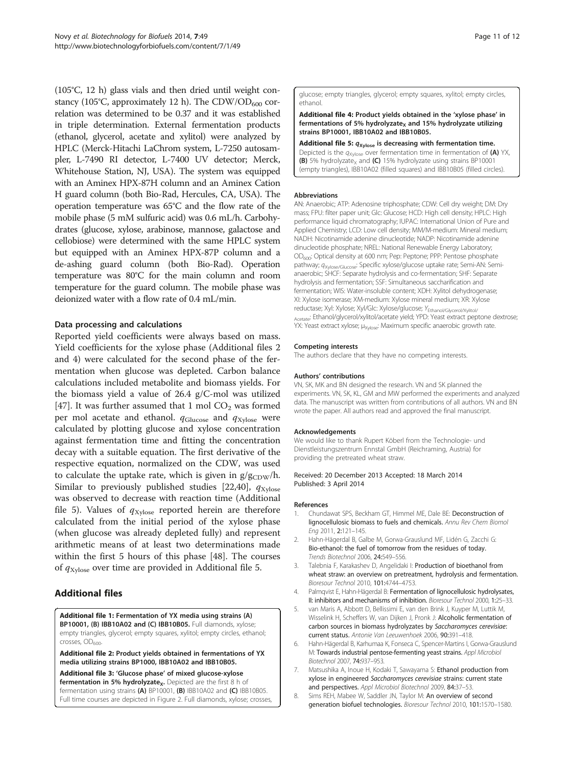(105°C, 12 h) glass vials and then dried until weight constancy (105°C, approximately 12 h). The CDW/$OD_{600}$ correlation was determined to be 0.37 and it was established in triple determination. External fermentation products (ethanol, glycerol, acetate and xylitol) were analyzed by HPLC (Merck-Hitachi LaChrom system, L-7250 autosampler, L-7490 RI detector, L-7400 UV detector; Merck, Whitehouse Station, NJ, USA). The system was equipped with an Aminex HPX-87H column and an Aminex Cation H guard column (both Bio-Rad, Hercules, CA, USA). The operation temperature was 65°C and the flow rate of the mobile phase (5 mM sulfuric acid) was 0.6 mL/h. Carbohydrates (glucose, xylose, arabinose, mannose, galactose and cellobiose) were determined with the same HPLC system but equipped with an Aminex HPX-87P column and a de-ashing guard column (both Bio-Rad). Operation temperature was 80°C for the main column and room temperature for the guard column. The mobile phase was deionized water with a flow rate of 0.4 mL/min.

### Data processing and calculations

Reported yield coefficients were always based on mass. Yield coefficients for the xylose phase (Additional files 2 and 4) were calculated for the second phase of the fermentation when glucose was depleted. Carbon balance calculations included metabolite and biomass yields. For the biomass yield a value of 26.4 g/C-mol was utilized [47]. It was further assumed that 1 mol $CO_2$ was formed per mol acetate and ethanol. $q_{Glucose}$ and $q_{Xylose}$ were calculated by plotting glucose and xylose concentration against fermentation time and fitting the concentration decay with a suitable equation. The first derivative of the respective equation, normalized on the CDW, was used to calculate the uptake rate, which is given in $g/g_{CDW}/h$. Similar to previously published studies [22,40], $q_{Xylose}$ was observed to decrease with reaction time (Additional file 5). Values of $q_{Xylose}$ reported herein are therefore calculated from the initial period of the xylose phase (when glucose was already depleted fully) and represent arithmetic means of at least two determinations made within the first 5 hours of this phase [48]. The courses of $q_{Xylose}$ over time are provided in Additional file 5.

## Additional files

**Additional file 1: Fermentation of YX media using strains (A) BP10001, (B) IBB10A02 and (C) IBB10B05.** Full diamonds, xylose; empty triangles, glycerol; empty squares, xylitol; empty circles, ethanol; crosses, $OD_{600}$.

**Additional file 2: Product yields obtained in fermentations of YX media utilizing strains BP1000, IBB10A02 and IBB10B05.**

**Additional file 3: 'Glucose phase' of mixed glucose-xylose fermentation in 5% hydrolyzate$_X$.** Depicted are the first 8 h of fermentation using strains **(A)** BP10001, **(B)** IBB10A02 and **(C)** IBB10B05. Full time courses are depicted in Figure 2. Full diamonds, xylose; crosses, glucose; empty triangles, glycerol; empty squares, xylitol; empty circles, ethanol.

**Additional file 4: Product yields obtained in the 'xylose phase' in fermentations of 5% hydrolyzate$_X$ and 15% hydrolyzate utilizing strains BP10001, IBB10A02 and IBB10B05.**

**Additional file 5: $q_{Xylose}$ is decreasing with fermentation time.** Depicted is the $q_{Xylose}$ over fermentation time in fermentation of **(A)** YX, **(B)** 5% hydrolyzate$_X$ and **(C)** 15% hydrolyzate using strains BP10001 (empty triangles), IBB10A02 (filled squares) and IBB10B05 (filled circles).

#### Abbreviations

AN: Anaerobic; ATP: Adenosine triphosphate; CDW: Cell dry weight; DM: Dry mass; FPU: filter paper unit; Glc: Glucose; HCD: High cell density; HPLC: High performance liquid chromatography; IUPAC: International Union of Pure and Applied Chemistry; LCD: Low cell density; MM/M-medium: Mineral medium; NADH: Nicotinamide adenine dinucleotide; NADP: Nicotinamide adenine dinucleotide phosphate; NREL: National Renewable Energy Laboratory; $OD_{600}$: Optical density at 600 nm; Pep: Peptone; PPP: Pentose phosphate pathway; $q_{Xylose/Glucose}$: Specific xylose/glucose uptake rate; Semi-AN: Semi-anaerobic; SHCF: Separate hydrolysis and co-fermentation; SHF: Separate hydrolysis and fermentation; SSF: Simultaneous saccharification and fermentation; WIS: Water-insoluble content; XDH: Xylitol dehydrogenase; XI: Xylose isomerase; XM-medium: Xylose mineral medium; XR: Xylose reductase; Xyl: Xylose; Xyl/Glc: Xylose/glucose; $Y_{Ethanol/Glycerol/Xylitol/Acetate}$: Ethanol/glycerol/xylitol/acetate yield; YPD: Yeast extract peptone dextrose; YX: Yeast extract xylose; $\mu_{Xylose}$: Maximum specific anaerobic growth rate.

#### Competing interests

The authors declare that they have no competing interests.

#### Authors' contributions

VN, SK, MK and BN designed the research. VN and SK planned the experiments. VN, SK, KL, GM and MW performed the experiments and analyzed data. The manuscript was written from contributions of all authors. VN and BN wrote the paper. All authors read and approved the final manuscript.

#### Acknowledgements

We would like to thank Rupert Köberl from the Technologie- und Dienstleistungszentrum Ennstal GmbH (Reichraming, Austria) for providing the pretreated wheat straw.

Received: 20 December 2013 Accepted: 18 March 2014
Published: 3 April 2014

#### References

1. Chundawat SPS, Beckham GT, Himmel ME, Dale BE: **Deconstruction of lignocellulosic biomass to fuels and chemicals.** *Annu Rev Chem Biomol Eng* 2011, **2**:121–145.
2. Hahn-Hägerdal B, Galbe M, Gorwa-Grauslund MF, Lidén G, Zacchi G: **Bio-ethanol: the fuel of tomorrow from the residues of today.** *Trends Biotechnol* 2006, **24**:549–556.
3. Talebnia F, Karakashev D, Angelidaki I: **Production of bioethanol from wheat straw: an overview on pretreatment, hydrolysis and fermentation.** *Bioresour Technol* 2010, **101**:4744–4753.
4. Palmqvist E, Hahn-Hägerdal B: **Fermentation of lignocellulosic hydrolysates, II: inhibitors and mechanisms of inhibition.** *Bioresour Technol* 2000, **1**:25–33.
5. van Maris A, Abbott D, Bellissimi E, van den Brink J, Kuyper M, Luttik M, Wisselink H, Scheffers W, van Dijken J, Pronk J: **Alcoholic fermentation of carbon sources in biomass hydrolysates by *Saccharomyces cerevisiae*: current status.** *Antonie Van Leeuwenhoek* 2006, **90**:391–418.
6. Hahn-Hägerdal B, Karhumaa K, Fonseca C, Spencer-Martins I, Gorwa-Grauslund M: **Towards industrial pentose-fermenting yeast strains.** *Appl Microbiol Biotechnol* 2007, **74**:937–953.
7. Matsushika A, Inoue H, Kodaki T, Sawayama S: **Ethanol production from xylose in engineered *Saccharomyces cerevisiae* strains: current state and perspectives.** *Appl Microbiol Biotechnol* 2009, **84**:37–53.
8. Sims REH, Mabee W, Saddler JN, Taylor M: **An overview of second generation biofuel technologies.** *Bioresour Technol* 2010, **101**:1570–1580.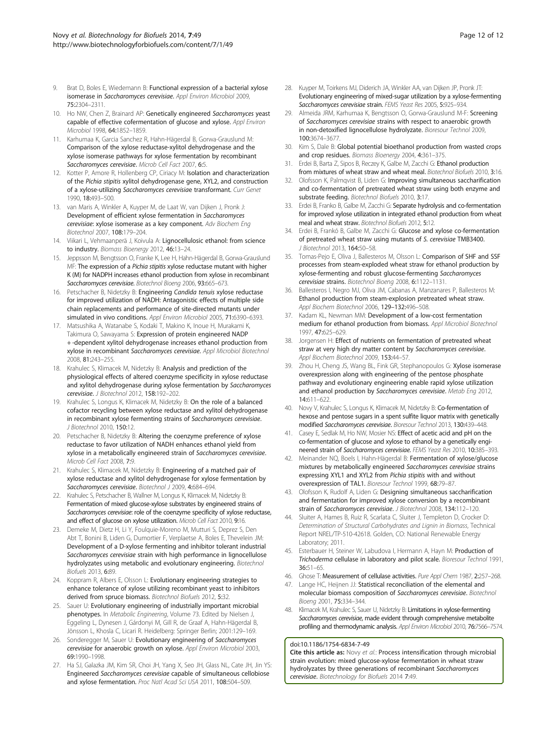9. Brat D, Boles E, Wiedemann B: **Functional expression of a bacterial xylose isomerase in *Saccharomyces cerevisiae*.** *Appl Environ Microbiol* 2009, **75:**2304–2311.
10. Ho NW, Chen Z, Brainard AP: **Genetically engineered *Saccharomyces* yeast capable of effective cofermentation of glucose and xylose.** *Appl Environ Microbiol* 1998, **64:**1852–1859.
11. Karhumaa K, Garcia Sanchez R, Hahn-Hägerdal B, Gorwa-Grauslund M: **Comparison of the xylose reductase-xylitol dehydrogenase and the xylose isomerase pathways for xylose fermentation by recombinant *Saccharomyces cerevisiae*.** *Microb Cell Fact* 2007, **6:**5.
12. Kotter P, Amore R, Hollenberg CP, Ciriacy M: **Isolation and characterization of the *Pichia stipitis* xylitol dehydrogenase gene, XYL2, and construction of a xylose-utilizing *Saccharomyces cerevisiae* transformant.** *Curr Genet* 1990, **18:**493–500.
13. van Maris A, Winkler A, Kuyper M, de Laat W, van Dijken J, Pronk J: **Development of efficient xylose fermentation in *Saccharomyces cerevisiae*: xylose isomerase as a key component.** *Adv Biochem Eng Biotechnol* 2007, **108:**179–204.
14. Viikari L, Vehmaanperä J, Koivula A: **Lignocellulosic ethanol: from science to industry.** *Biomass Bioenergy* 2012, **46:**13–24.
15. Jeppsson M, Bengtsson O, Franke K, Lee H, Hahn-Hägerdal B, Gorwa-Grauslund MF: **The expression of a *Pichia stipitis* xylose reductase mutant with higher K (M) for NADPH increases ethanol production from xylose in recombinant *Saccharomyces cerevisiae*.** *Biotechnol Bioeng* 2006, **93:**665–673.
16. Petschacher B, Nidetzky B: **Engineering *Candida tenuis* xylose reductase for improved utilization of NADH: Antagonistic effects of multiple side chain replacements and performance of site-directed mutants under simulated in vivo conditions.** *Appl Environ Microbiol* 2005, **71:**6390–6393.
17. Matsushika A, Watanabe S, Kodaki T, Makino K, Inoue H, Murakami K, Takimura O, Sawayama S: **Expression of protein engineered NADP +-dependent xylitol dehydrogenase increases ethanol production from xylose in recombinant *Saccharomyces cerevisiae*.** *Appl Microbiol Biotechnol* 2008, **81:**243–255.
18. Krahulec S, Klimacek M, Nidetzky B: **Analysis and prediction of the physiological effects of altered coenzyme specificity in xylose reductase and xylitol dehydrogenase during xylose fermentation by *Saccharomyces cerevisiae*.** *J Biotechnol* 2012, **158:**192–202.
19. Krahulec S, Longus K, Klimacek M, Nidetzky B: **On the role of a balanced cofactor recycling between xylose reductase and xylitol dehydrogenase in recombinant xylose fermenting strains of *Saccharomyces cerevisiae*.** *J Biotechnol* 2010, **150:**12.
20. Petschacher B, Nidetzky B: **Altering the coenzyme preference of xylose reductase to favor utilization of NADH enhances ethanol yield from xylose in a metabolically engineered strain of *Saccharomyces cerevisiae*.** *Microb Cell Fact* 2008, **7:**9.
21. Krahulec S, Klimacek M, Nidetzky B: **Engineering of a matched pair of xylose reductase and xylitol dehydrogenase for xylose fermentation by *Saccharomyces cerevisiae*.** *Biotechnol J* 2009, **4:**684–694.
22. Krahulec S, Petschacher B, Wallner M, Longus K, Klimacek M, Nidetzky B: **Fermentation of mixed glucose-xylose substrates by engineered strains of *Saccharomyces cerevisiae*: role of the coenzyme specificity of xylose reductase, and effect of glucose on xylose utilization.** *Microb Cell Fact* 2010, **9:**16.
23. Demeke M, Dietz H, Li Y, Foulquie-Moreno M, Mutturi S, Deprez S, Den Abt T, Bonini B, Liden G, Dumortier F, Verplaetse A, Boles E, Thevelein JM: **Development of a D-xylose fermenting and inhibitor tolerant industrial *Saccharomyces cerevisiae* strain with high performance in lignocellulose hydrolysates using metabolic and evolutionary engineering.** *Biotechnol Biofuels* 2013, **6:**89.
24. Koppram R, Albers E, Olsson L: **Evolutionary engineering strategies to enhance tolerance of xylose utilizing recombinant yeast to inhibitors derived from spruce biomass.** *Biotechnol Biofuels* 2012, **5:**32.
25. Sauer U: **Evolutionary engineering of industrially important microbial phenotypes.** In *Metabolic Engineering*, Volume 73. Edited by Nielsen J, Eggeling L, Dynesen J, Gárdonyi M, Gill R, de Graaf A, Hahn-Hägerdal B, Jönsson L, Khosla C, Licari R. Heidelberg: Springer Berlin; 2001:129–169.
26. Sonderegger M, Sauer U: **Evolutionary engineering of *Saccharomyces cerevisiae* for anaerobic growth on xylose.** *Appl Environ Microbiol* 2003, **69:**1990–1998.
27. Ha SJ, Galazka JM, Kim SR, Choi JH, Yang X, Seo JH, Glass NL, Cate JH, Jin YS: **Engineered *Saccharomyces cerevisiae* capable of simultaneous cellobiose and xylose fermentation.** *Proc Natl Acad Sci USA* 2011, **108:**504–509.
28. Kuyper M, Toirkens MJ, Diderich JA, Winkler AA, van Dijken JP, Pronk JT: **Evolutionary engineering of mixed-sugar utilization by a xylose-fermenting *Saccharomyces cerevisiae* strain.** *FEMS Yeast Res* 2005, **5:**925–934.
29. Almeida JRM, Karhumaa K, Bengtsson O, Gorwa-Grauslund M-F: **Screening of *Saccharomyces cerevisiae* strains with respect to anaerobic growth in non-detoxified lignocellulose hydrolyzate.** *Bioresour Technol* 2009, **100:**3674–3677.
30. Kim S, Dale B: **Global potential bioethanol production from wasted crops and crop residues.** *Biomass Bioenergy* 2004, **4:**361–375.
31. Erdei B, Barta Z, Sipos B, Reczey K, Galbe M, Zacchi G: **Ethanol production from mixtures of wheat straw and wheat meal.** *Biotechnol Biofuels* 2010, **3:**16.
32. Olofsson K, Palmqvist B, Liden G: **Improving simultaneous saccharification and co-fermentation of pretreated wheat straw using both enzyme and substrate feeding.** *Biotechnol Biofuels* 2010, **3:**17.
33. Erdei B, Franko B, Galbe M, Zacchi G: **Separate hydrolysis and co-fermentation for improved xylose utilization in integrated ethanol production from wheat meal and wheat straw.** *Biotechnol Biofuels* 2012, **5:**12.
34. Erdei B, Frankó B, Galbe M, Zacchi G: **Glucose and xylose co-fermentation of pretreated wheat straw using mutants of *S. cerevisiae* TMB3400.** *J Biotechnol* 2013, **164:**50–58.
35. Tomas-Pejo E, Oliva J, Ballesteros M, Olsson L: **Comparison of SHF and SSF processes from steam-exploded wheat straw for ethanol production by xylose-fermenting and robust glucose-fermenting *Saccharomyces cerevisiae* strains.** *Biotechnol Bioeng* 2008, **6:**1122–1131.
36. Ballesteros I, Negro MJ, Oliva JM, Cabanas A, Manzanares P, Ballesteros M: **Ethanol production from steam-explosion pretreated wheat straw.** *Appl Biochem Biotechnol* 2006, **129–132:**496–508.
37. Kadam KL, Newman MM: **Development of a low-cost fermentation medium for ethanol production from biomass.** *Appl Microbiol Biotechnol* 1997, **47:**625–629.
38. Jorgensen H: **Effect of nutrients on fermentation of pretreated wheat straw at very high dry matter content by *Saccharomyces cerevisiae*.** *Appl Biochem Biotechnol* 2009, **153:**44–57.
39. Zhou H, Cheng JS, Wang BL, Fink GR, Stephanopoulos G: **Xylose isomerase overexpression along with engineering of the pentose phosphate pathway and evolutionary engineering enable rapid xylose utilization and ethanol production by *Saccharomyces cerevisiae*.** *Metab Eng* 2012, **14:**611–622.
40. Novy V, Krahulec S, Longus K, Klimacek M, Nidetzky B: **Co-fermentation of hexose and pentose sugars in a spent sulfite liquor matrix with genetically modified *Saccharomyces cerevisiae*.** *Bioresour Technol* 2013, **130:**439–448.
41. Casey E, Sedlak M, Ho NW, Mosier NS: **Effect of acetic acid and pH on the co-fermentation of glucose and xylose to ethanol by a genetically engineered strain of *Saccharomyces cerevisiae*.** *FEMS Yeast Res* 2010, **10:**385–393.
42. Meinander NQ, Boels I, Hahn-Hägerdal B: **Fermentation of xylose/glucose mixtures by metabolically engineered *Saccharomyces cerevisiae* strains expressing XYL1 and XYL2 from *Pichia stipitis* with and without overexpression of TAL1.** *Bioresour Technol* 1999, **68:**79–87.
43. Olofsson K, Rudolf A, Liden G: **Designing simultaneous saccharification and fermentation for improved xylose conversion by a recombinant strain of *Saccharomyces cerevisiae*.** *J Biotechnol* 2008, **134:**112–120.
44. Sluiter A, Hames B, Ruiz R, Scarlata C, Sluiter J, Templeton D, Crocker D: *Determination of Structural Carbohydrates and Lignin in Biomass*, Technical Report NREL/TP-510-42618. Golden, CO: National Renewable Energy Laboratory; 2011.
45. Esterbauer H, Steiner W, Labudova I, Hermann A, Hayn M: **Production of *Trichoderma* cellulase in laboratory and pilot scale.** *Bioresour Technol* 1991, **36:**51–65.
46. Ghose T: **Measurement of cellulase activities.** *Pure Appl Chem* 1987, **2:**257–268.
47. Lange HC, Heijnen JJ: **Statistical reconciliation of the elemental and molecular biomass composition of *Saccharomyces cerevisiae*.** *Biotechnol Bioeng* 2001, **75:**334–344.
48. Klimacek M, Krahulec S, Sauer U, Nidetzky B: **Limitations in xylose-fermenting *Saccharomyces cerevisiae*, made evident through comprehensive metabolite profiling and thermodynamic analysis.** *Appl Environ Microbiol* 2010, **76:**7566–7574.

doi:10.1186/1754-6834-7-49

**Cite this article as:** Novy *et al.*: Process intensification through microbial strain evolution: mixed glucose-xylose fermentation in wheat straw hydrolyzates by three generations of recombinant *Saccharomyces cerevisiae*. *Biotechnology for Biofuels* 2014 **7**:49.